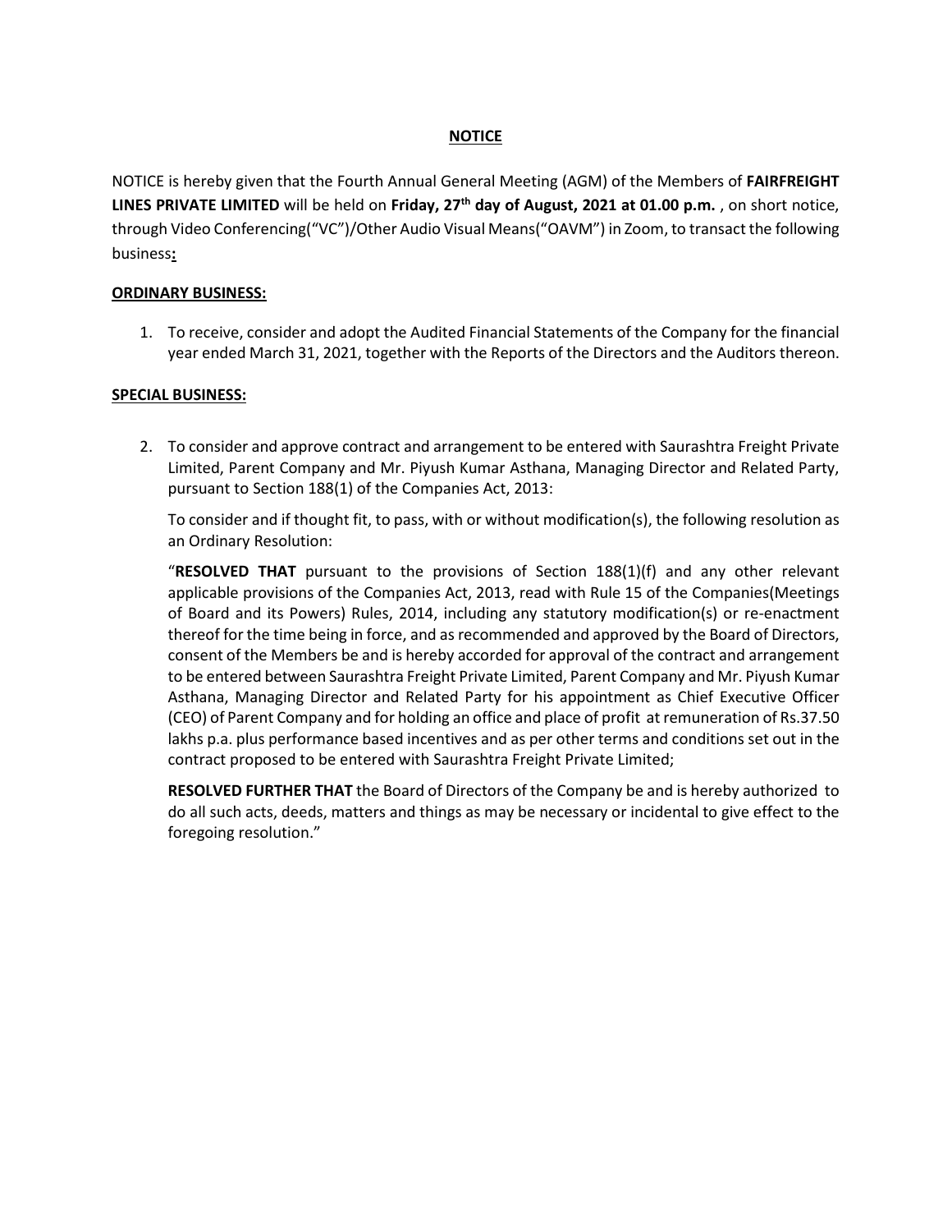# NOTICE

NOTICE is hereby given that the Fourth Annual General Meeting (AGM) of the Members of **FAIRFREIGHT LINES PRIVATE LIMITED** will be held on **Friday, 27th day of August, 2021 at 01.00 p.m.** , on short notice, through Video Conferencing(“VC”)/Other Audio Visual Means(“OAVM”) in Zoom, to transact the following business**:**

## ORDINARY BUSINESS:

1. To receive, consider and adopt the Audited Financial Statements of the Company for the financial year ended March 31, 2021, together with the Reports of the Directors and the Auditors thereon.

## SPECIAL BUSINESS:

2. To consider and approve contract and arrangement to be entered with Saurashtra Freight Private Limited, Parent Company and Mr. Piyush Kumar Asthana, Managing Director and Related Party, pursuant to Section 188(1) of the Companies Act, 2013:

   To consider and if thought fit, to pass, with or without modification(s), the following resolution as an Ordinary Resolution:

   “**RESOLVED THAT** pursuant to the provisions of Section 188(1)(f) and any other relevant applicable provisions of the Companies Act, 2013, read with Rule 15 of the Companies(Meetings of Board and its Powers) Rules, 2014, including any statutory modification(s) or re-enactment thereof for the time being in force, and as recommended and approved by the Board of Directors, consent of the Members be and is hereby accorded for approval of the contract and arrangement to be entered between Saurashtra Freight Private Limited, Parent Company and Mr. Piyush Kumar Asthana, Managing Director and Related Party for his appointment as Chief Executive Officer (CEO) of Parent Company and for holding an office and place of profit at remuneration of Rs.37.50 lakhs p.a. plus performance based incentives and as per other terms and conditions set out in the contract proposed to be entered with Saurashtra Freight Private Limited;

   **RESOLVED FURTHER THAT** the Board of Directors of the Company be and is hereby authorized to do all such acts, deeds, matters and things as may be necessary or incidental to give effect to the foregoing resolution.”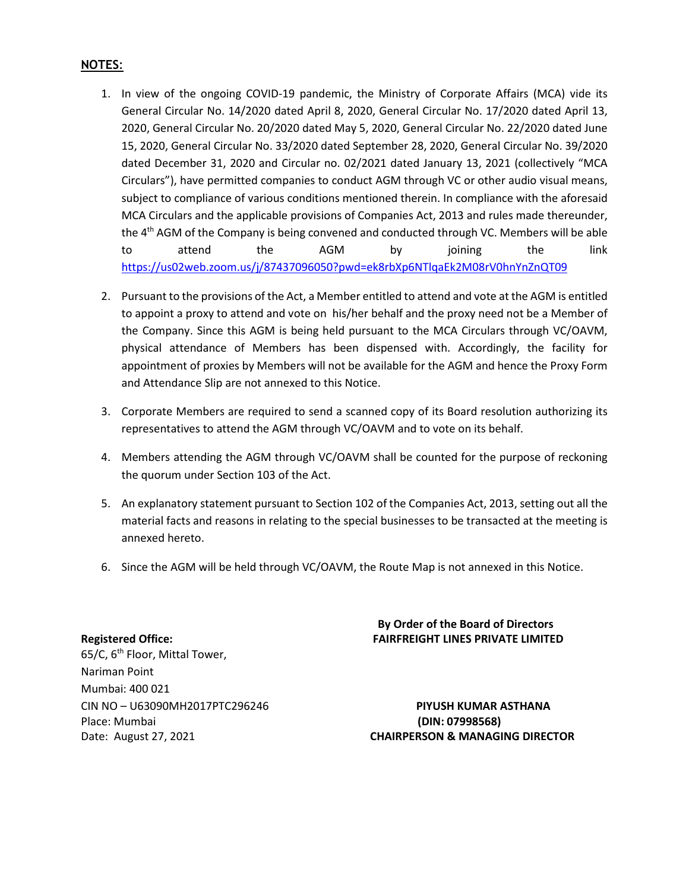## NOTES:

1. In view of the ongoing COVID-19 pandemic, the Ministry of Corporate Affairs (MCA) vide its General Circular No. 14/2020 dated April 8, 2020, General Circular No. 17/2020 dated April 13, 2020, General Circular No. 20/2020 dated May 5, 2020, General Circular No. 22/2020 dated June 15, 2020, General Circular No. 33/2020 dated September 28, 2020, General Circular No. 39/2020 dated December 31, 2020 and Circular no. 02/2021 dated January 13, 2021 (collectively "MCA Circulars"), have permitted companies to conduct AGM through VC or other audio visual means, subject to compliance of various conditions mentioned therein. In compliance with the aforesaid MCA Circulars and the applicable provisions of Companies Act, 2013 and rules made thereunder, the 4th AGM of the Company is being convened and conducted through VC. Members will be able to attend the AGM by joining the link https://us02web.zoom.us/j/87437096050?pwd=ek8rbXp6NTlqaEk2M08rV0hnYnZnQT09

2. Pursuant to the provisions of the Act, a Member entitled to attend and vote at the AGM is entitled to appoint a proxy to attend and vote on his/her behalf and the proxy need not be a Member of the Company. Since this AGM is being held pursuant to the MCA Circulars through VC/OAVM, physical attendance of Members has been dispensed with. Accordingly, the facility for appointment of proxies by Members will not be available for the AGM and hence the Proxy Form and Attendance Slip are not annexed to this Notice.

3. Corporate Members are required to send a scanned copy of its Board resolution authorizing its representatives to attend the AGM through VC/OAVM and to vote on its behalf.

4. Members attending the AGM through VC/OAVM shall be counted for the purpose of reckoning the quorum under Section 103 of the Act.

5. An explanatory statement pursuant to Section 102 of the Companies Act, 2013, setting out all the material facts and reasons in relating to the special businesses to be transacted at the meeting is annexed hereto.

6. Since the AGM will be held through VC/OAVM, the Route Map is not annexed in this Notice.

**By Order of the Board of Directors**
**FAIRFREIGHT LINES PRIVATE LIMITED**

**PIYUSH KUMAR ASTHANA**
**(DIN: 07998568)**
**CHAIRPERSON & MANAGING DIRECTOR**

**Registered Office:**
65/C, 6th Floor, Mittal Tower,
Nariman Point
Mumbai: 400 021
CIN NO – U63090MH2017PTC296246
Place: Mumbai
Date: August 27, 2021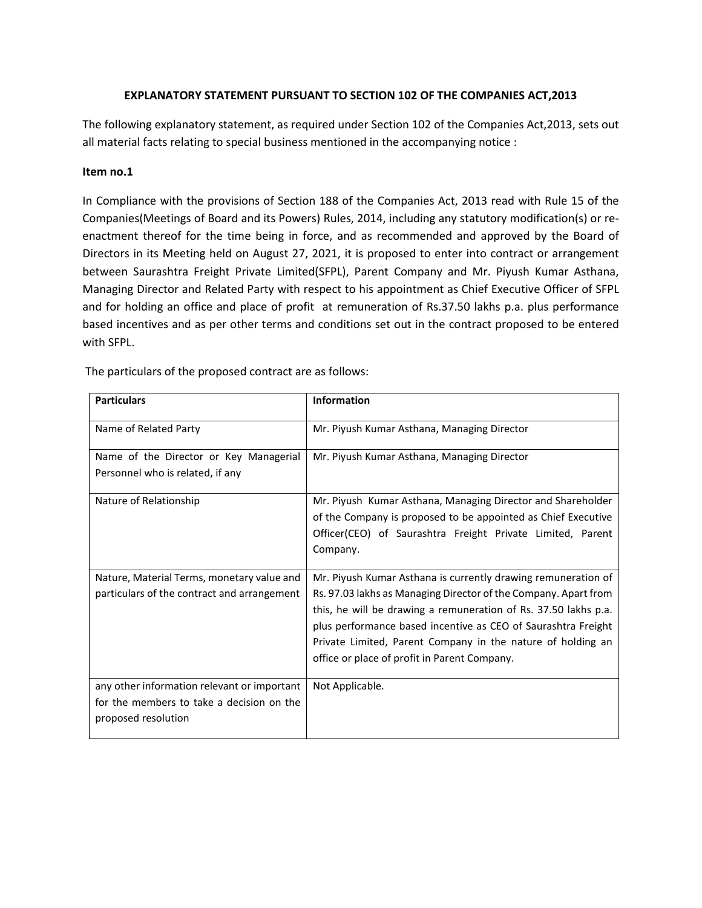**EXPLANATORY STATEMENT PURSUANT TO SECTION 102 OF THE COMPANIES ACT,2013**

The following explanatory statement, as required under Section 102 of the Companies Act,2013, sets out all material facts relating to special business mentioned in the accompanying notice :

**Item no.1**

In Compliance with the provisions of Section 188 of the Companies Act, 2013 read with Rule 15 of the Companies(Meetings of Board and its Powers) Rules, 2014, including any statutory modification(s) or re-enactment thereof for the time being in force, and as recommended and approved by the Board of Directors in its Meeting held on August 27, 2021, it is proposed to enter into contract or arrangement between Saurashtra Freight Private Limited(SFPL), Parent Company and Mr. Piyush Kumar Asthana, Managing Director and Related Party with respect to his appointment as Chief Executive Officer of SFPL and for holding an office and place of profit at remuneration of Rs.37.50 lakhs p.a. plus performance based incentives and as per other terms and conditions set out in the contract proposed to be entered with SFPL.

The particulars of the proposed contract are as follows:

| **Particulars** | **Information** |
|---|---|
| Name of Related Party | Mr. Piyush Kumar Asthana, Managing Director |
| Name of the Director or Key Managerial Personnel who is related, if any | Mr. Piyush Kumar Asthana, Managing Director |
| Nature of Relationship | Mr. Piyush Kumar Asthana, Managing Director and Shareholder of the Company is proposed to be appointed as Chief Executive Officer(CEO) of Saurashtra Freight Private Limited, Parent Company. |
| Nature, Material Terms, monetary value and particulars of the contract and arrangement | Mr. Piyush Kumar Asthana is currently drawing remuneration of Rs. 97.03 lakhs as Managing Director of the Company. Apart from this, he will be drawing a remuneration of Rs. 37.50 lakhs p.a. plus performance based incentive as CEO of Saurashtra Freight Private Limited, Parent Company in the nature of holding an office or place of profit in Parent Company. |
| any other information relevant or important for the members to take a decision on the proposed resolution | Not Applicable. |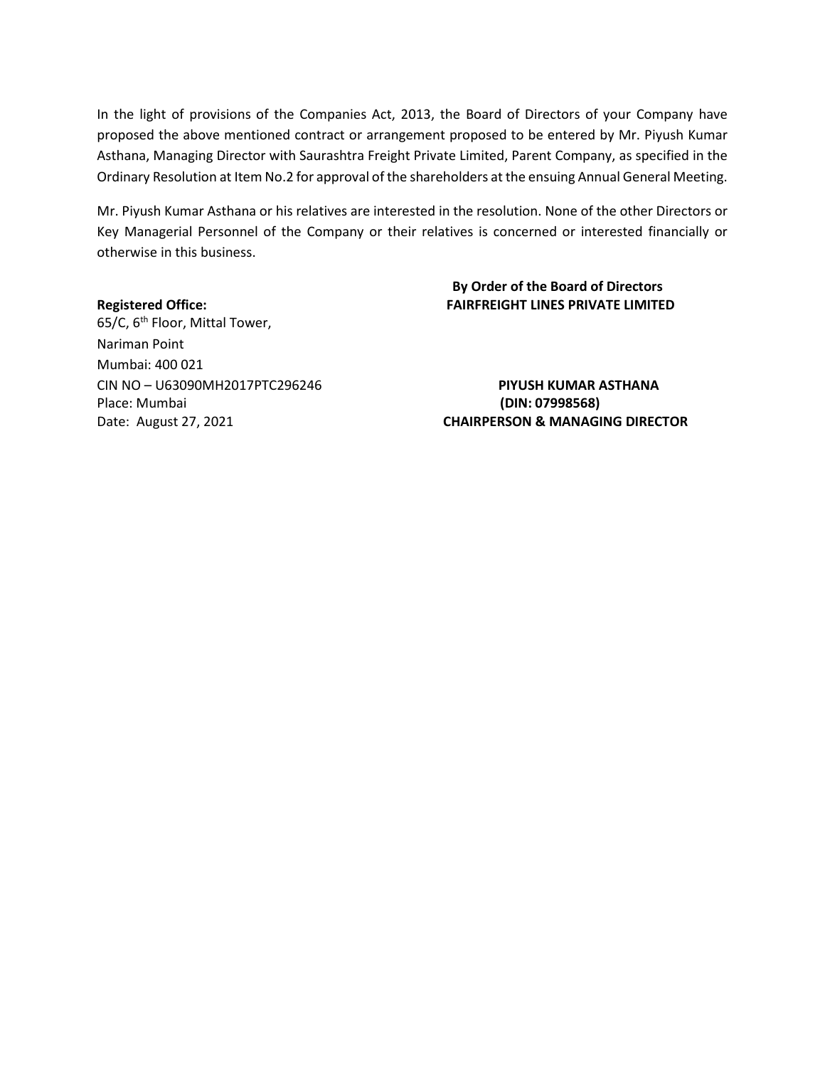In the light of provisions of the Companies Act, 2013, the Board of Directors of your Company have proposed the above mentioned contract or arrangement proposed to be entered by Mr. Piyush Kumar Asthana, Managing Director with Saurashtra Freight Private Limited, Parent Company, as specified in the Ordinary Resolution at Item No.2 for approval of the shareholders at the ensuing Annual General Meeting.

Mr. Piyush Kumar Asthana or his relatives are interested in the resolution. None of the other Directors or Key Managerial Personnel of the Company or their relatives is concerned or interested financially or otherwise in this business.

**By Order of the Board of Directors**
**FAIRFREIGHT LINES PRIVATE LIMITED**

**Registered Office:**
65/C, 6th Floor, Mittal Tower,
Nariman Point
Mumbai: 400 021
CIN NO – U63090MH2017PTC296246
Place: Mumbai
Date: August 27, 2021

**PIYUSH KUMAR ASTHANA**
**(DIN: 07998568)**
**CHAIRPERSON & MANAGING DIRECTOR**